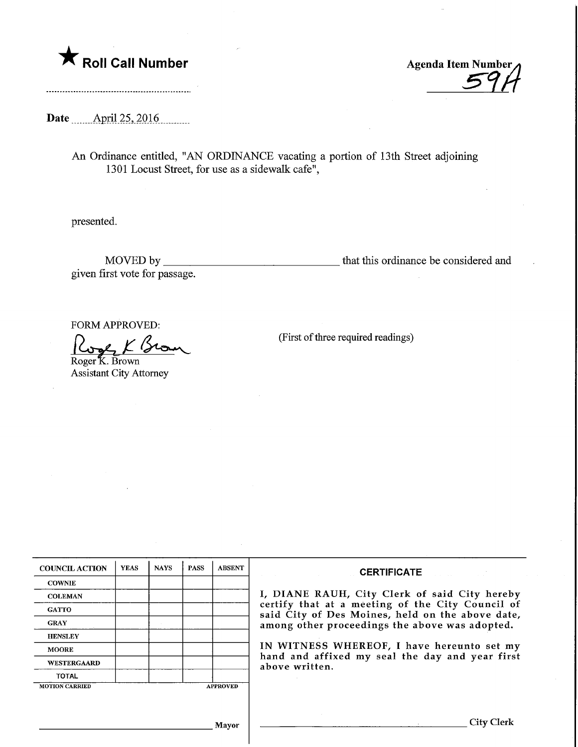★ **Roll Call Number**

Agenda Item Number 59A

Date April 25, 2016

An Ordinance entitled, "AN ORDINANCE vacating a portion of 13th Street adjoining 1301 Locust Street, for use as a sidewalk cafe",

presented.

MOVED by ______________________________ that this ordinance be considered and given first vote for passage.

FORM APPROVED:

Roger K. Brown
Roger K. Brown
Assistant City Attorney

(First of three required readings)

| COUNCIL ACTION | YEAS | NAYS | PASS | ABSENT |
|---|---|---|---|---|
| COWNIE | | | | |
| COLEMAN | | | | |
| GATTO | | | | |
| GRAY | | | | |
| HENSLEY | | | | |
| MOORE | | | | |
| WESTERGAARD | | | | |
| TOTAL | | | | |
| MOTION CARRIED | | | | APPROVED |

______________________________ Mayor

**CERTIFICATE**

I, DIANE RAUH, City Clerk of said City hereby certify that at a meeting of the City Council of said City of Des Moines, held on the above date, among other proceedings the above was adopted.

IN WITNESS WHEREOF, I have hereunto set my hand and affixed my seal the day and year first above written.

______________________________ City Clerk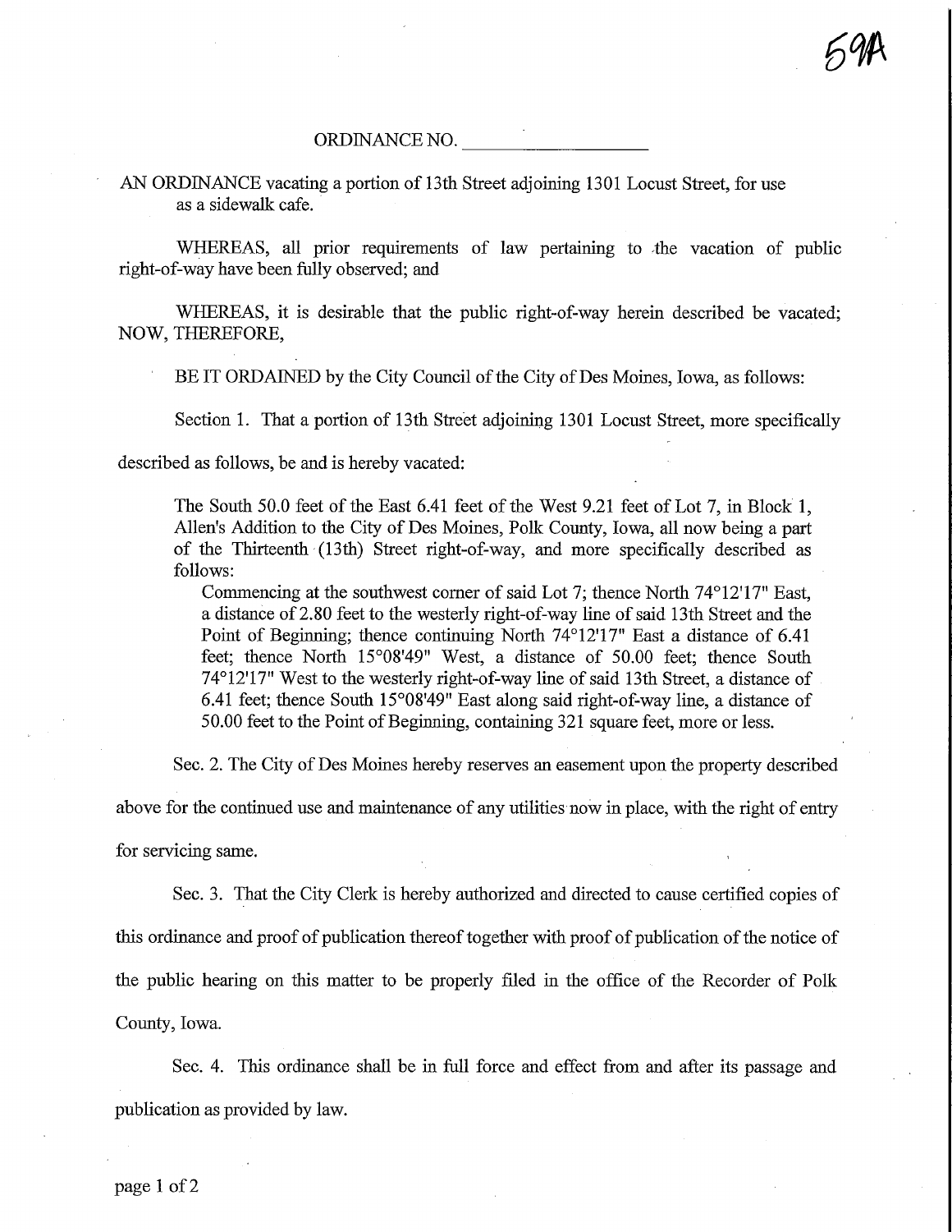59A

ORDINANCE NO. ____________

AN ORDINANCE vacating a portion of 13th Street adjoining 1301 Locust Street, for use as a sidewalk cafe.

WHEREAS, all prior requirements of law pertaining to the vacation of public right-of-way have been fully observed; and

WHEREAS, it is desirable that the public right-of-way herein described be vacated; NOW, THEREFORE,

BE IT ORDAINED by the City Council of the City of Des Moines, Iowa, as follows:

Section 1. That a portion of 13th Street adjoining 1301 Locust Street, more specifically described as follows, be and is hereby vacated:

> The South 50.0 feet of the East 6.41 feet of the West 9.21 feet of Lot 7, in Block 1, Allen's Addition to the City of Des Moines, Polk County, Iowa, all now being a part of the Thirteenth (13th) Street right-of-way, and more specifically described as follows:
>
> Commencing at the southwest corner of said Lot 7; thence North 74°12'17" East, a distance of 2.80 feet to the westerly right-of-way line of said 13th Street and the Point of Beginning; thence continuing North 74°12'17" East a distance of 6.41 feet; thence North 15°08'49" West, a distance of 50.00 feet; thence South 74°12'17" West to the westerly right-of-way line of said 13th Street, a distance of 6.41 feet; thence South 15°08'49" East along said right-of-way line, a distance of 50.00 feet to the Point of Beginning, containing 321 square feet, more or less.

Sec. 2. The City of Des Moines hereby reserves an easement upon the property described above for the continued use and maintenance of any utilities now in place, with the right of entry for servicing same.

Sec. 3. That the City Clerk is hereby authorized and directed to cause certified copies of this ordinance and proof of publication thereof together with proof of publication of the notice of the public hearing on this matter to be properly filed in the office of the Recorder of Polk County, Iowa.

Sec. 4. This ordinance shall be in full force and effect from and after its passage and publication as provided by law.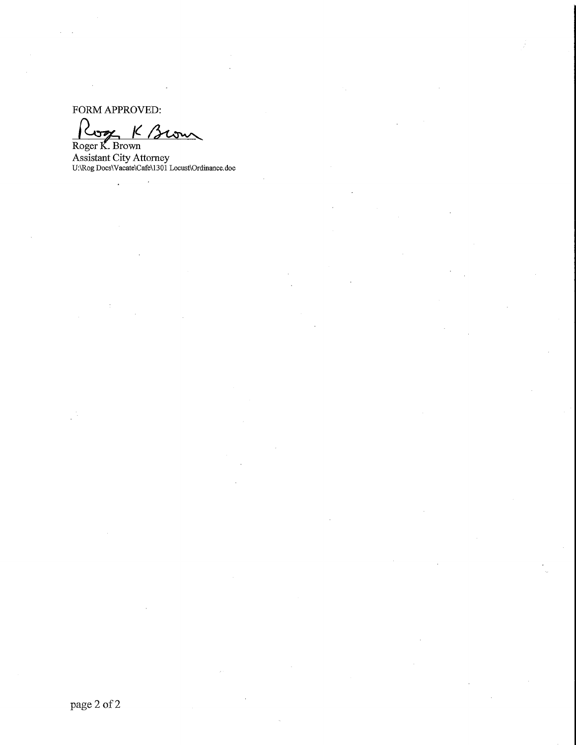FORM APPROVED:

Roger K. Brown
Assistant City Attorney
U:\Rog Docs\Vacate\Cafe\1301 Locust\Ordinance.doc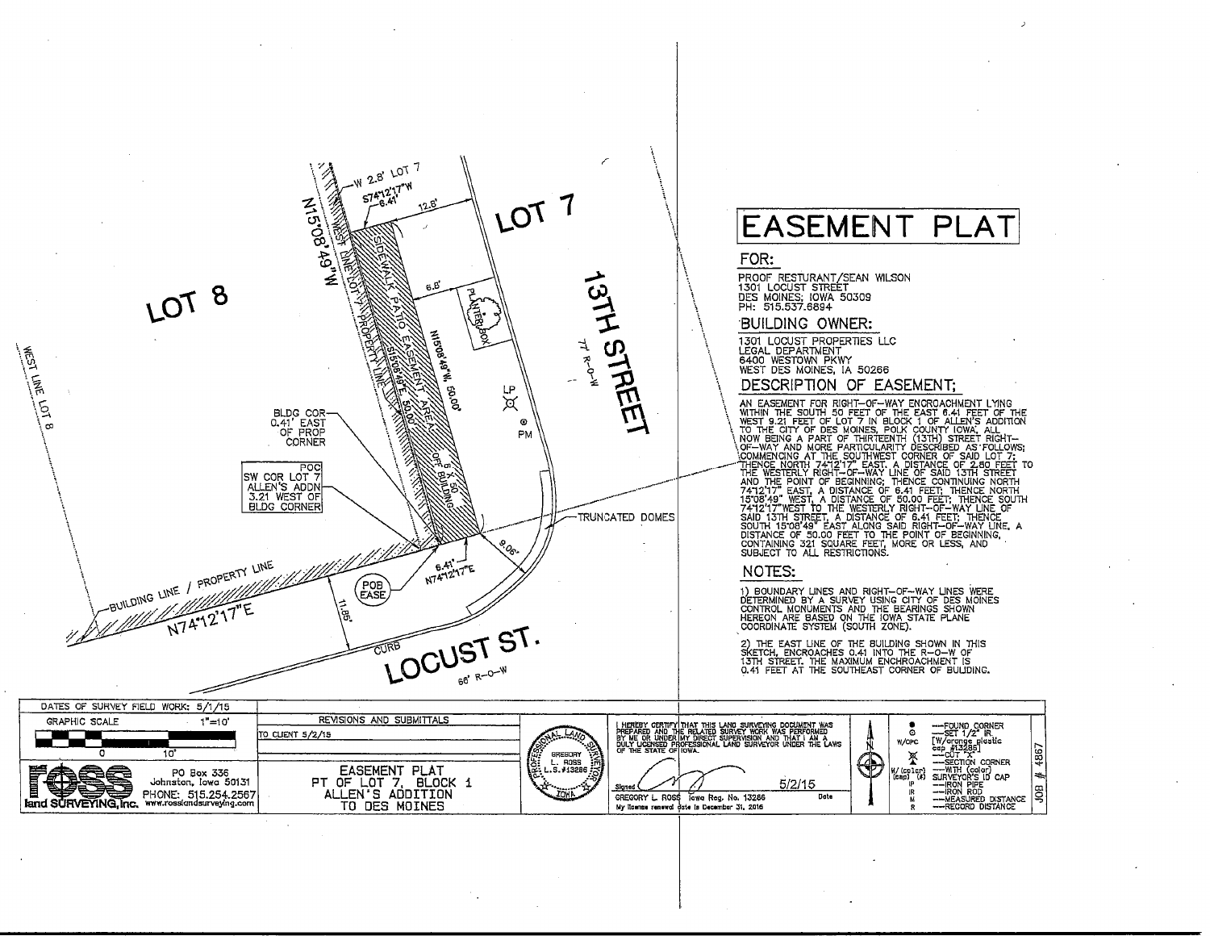# EASEMENT PLAT

## FOR:

PROOF RESTURANT/SEAN WILSON
1301 LOCUST STREET
DES MOINES, IOWA 50309
PH: 515.537.6894

## BUILDING OWNER:

1301 LOCUST PROPERTIES LLC
LEGAL DEPARTMENT
6400 WESTOWN PKWY
WEST DES MOINES, IA 50266

## DESCRIPTION OF EASEMENT;

AN EASEMENT FOR RIGHT-OF-WAY ENCROACHMENT LYING WITHIN THE SOUTH 50 FEET OF THE EAST 6.41 FEET OF THE WEST 9.21 FEET OF LOT 7 IN BLOCK 1 OF ALLEN'S ADDITION TO THE CITY OF DES MOINES, POLK COUNTY IOWA, ALL NOW BEING A PART OF THIRTEENTH (13TH) STREET RIGHT-OF-WAY AND MORE PARTICULARITY DESCRIBED AS FOLLOWS; COMMENCING AT THE SOUTHWEST CORNER OF SAID LOT 7; THENCE NORTH 74°12'17" EAST, A DISTANCE OF 2.80 FEET TO THE WESTERLY RIGHT-OF-WAY LINE OF SAID 13TH STREET AND THE POINT OF BEGINNING; THENCE CONTINUING NORTH 74°12'17" EAST, A DISTANCE OF 6.41 FEET; THENCE NORTH 15°08'49" WEST, A DISTANCE OF 50.00 FEET; THENCE SOUTH 74°12'17"WEST TO THE WESTERLY RIGHT-OF-WAY LINE OF SAID 13TH STREET, A DISTANCE OF 6.41 FEET; THENCE SOUTH 15°08'49" EAST ALONG SAID RIGHT-OF-WAY LINE, A DISTANCE OF 50.00 FEET TO THE POINT OF BEGINNING, CONTAINING 321 SQUARE FEET, MORE OR LESS, AND SUBJECT TO ALL RESTRICTIONS.

## NOTES:

1) BOUNDARY LINES AND RIGHT-OF-WAY LINES WERE DETERMINED BY A SURVEY USING CITY OF DES MOINES CONTROL MONUMENTS AND THE BEARINGS SHOWN HEREON ARE BASED ON THE IOWA STATE PLANE COORDINATE SYSTEM (SOUTH ZONE).

2) THE EAST LINE OF THE BUILDING SHOWN IN THIS SKETCH, ENCROACHES 0.41 INTO THE R-O-W OF 13TH STREET. THE MAXIMUM ENCROACHMENT IS 0.41 FEET AT THE SOUTHEAST CORNER OF BUILDING.

LOT 8
WEST LINE LOT 8
LOT 7
13TH STREET
77' R-O-W
LOCUST ST.
66' R-O-W
W 2.8' LOT 7
S74°12'17"W
6.41'
12.8'
6.8'
N15°08'49"W
WEST LINE LOT 7/ PROPERTY LINE
SIDEWALK PATIO EASEMENT AREA
S15°08'49"E, 50.00'
N15°08'49"W, 50.00'
6' 50 OFF BUILDING
PLANTER BOX
LP
PM
BLDG COR 0.41' EAST OF PROP CORNER
POC SW COR LOT 7 ALLEN'S ADDN 3.21 WEST OF BLDG CORNER
TRUNCATED DOMES
9.06'
6.41' N74°12'17"E
POB EASE
BUILDING LINE / PROPERTY LINE
N74°12'17"E
11.85'
CURB

DATES OF SURVEY FIELD WORK: 5/1/15
GRAPHIC SCALE 1"=10'
0 10'

ross land SURVEYING, Inc.
PO Box 336
Johnston, Iowa 50131
PHONE: 515.254.2567
www.rosslandsurveying.com

REVISIONS AND SUBMITTALS
TO CLIENT 5/2/15

EASEMENT PLAT
PT OF LOT 7, BLOCK 1
ALLEN'S ADDITION
TO DES MOINES

PROFESSIONAL LAND SURVEYOR GREGORY L. ROSS L.S. #13286 IOWA

I HEREBY CERTIFY THAT THIS LAND SURVEYING DOCUMENT WAS PREPARED AND THE RELATED SURVEY WORK WAS PERFORMED BY ME OR UNDER MY DIRECT SUPERVISION AND THAT I AM A DULY LICENSED PROFESSIONAL LAND SURVEYOR UNDER THE LAWS OF THE STATE OF IOWA.

Signed ____ 5/2/15 Date
GREGORY L. ROSS Iowa Reg. No. 13286
My license renewal date is December 31, 2016

● —FOUND CORNER
⊙ W/OPC —SET 1/2" IR [W/orange plastic cap #13286]
✕ —CUT "X"
▲ —SECTION CORNER
W/(color) (cap) (#) —WITH (color) SURVEYOR'S ID CAP
IP —IRON PIPE
IR —IRON ROD
M —MEASURED DISTANCE
R —RECORD DISTANCE

JOB # 4867